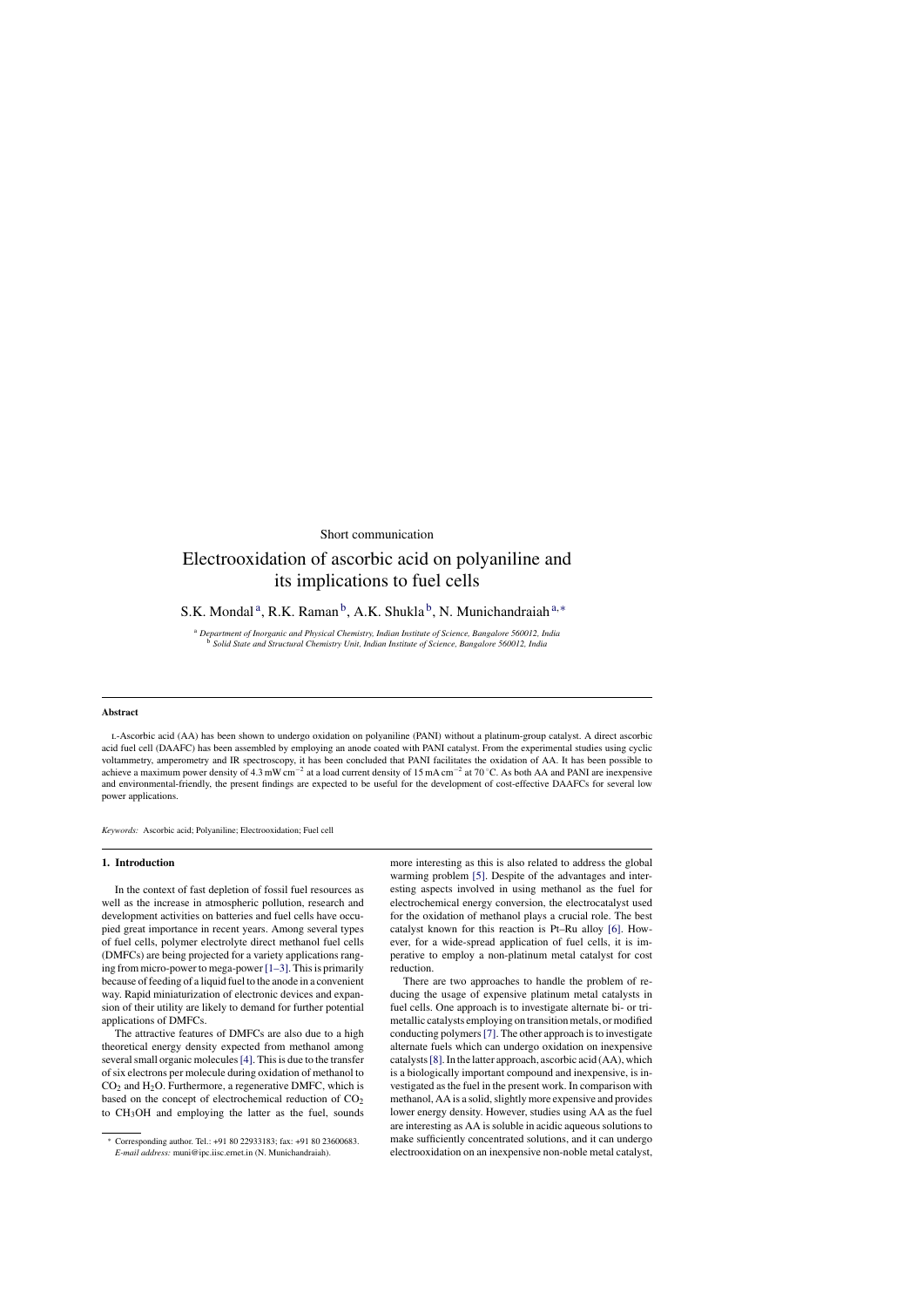Short communication

# Electrooxidation of ascorbic acid on polyaniline and its implications to fuel cells

S.K. Mondal[a], R.K. Raman[b], A.K. Shukla[b], N. Munichandraiah[a,*]

[a] *Department of Inorganic and Physical Chemistry, Indian Institute of Science, Bangalore 560012, India*
[b] *Solid State and Structural Chemistry Unit, Indian Institute of Science, Bangalore 560012, India*

## Abstract

L-Ascorbic acid (AA) has been shown to undergo oxidation on polyaniline (PANI) without a platinum-group catalyst. A direct ascorbic acid fuel cell (DAAFC) has been assembled by employing an anode coated with PANI catalyst. From the experimental studies using cyclic voltammetry, amperometry and IR spectroscopy, it has been concluded that PANI facilitates the oxidation of AA. It has been possible to achieve a maximum power density of 4.3 mW cm$^{-2}$ at a load current density of 15 mA cm$^{-2}$ at 70 °C. As both AA and PANI are inexpensive and environmental-friendly, the present findings are expected to be useful for the development of cost-effective DAAFCs for several low power applications.

*Keywords:* Ascorbic acid; Polyaniline; Electrooxidation; Fuel cell

## 1. Introduction

In the context of fast depletion of fossil fuel resources as well as the increase in atmospheric pollution, research and development activities on batteries and fuel cells have occupied great importance in recent years. Among several types of fuel cells, polymer electrolyte direct methanol fuel cells (DMFCs) are being projected for a variety applications ranging from micro-power to mega-power [1–3]. This is primarily because of feeding of a liquid fuel to the anode in a convenient way. Rapid miniaturization of electronic devices and expansion of their utility are likely to demand for further potential applications of DMFCs.

The attractive features of DMFCs are also due to a high theoretical energy density expected from methanol among several small organic molecules [4]. This is due to the transfer of six electrons per molecule during oxidation of methanol to $CO_2$ and $H_2O$. Furthermore, a regenerative DMFC, which is based on the concept of electrochemical reduction of $CO_2$ to $CH_3OH$ and employing the latter as the fuel, sounds more interesting as this is also related to address the global warming problem [5]. Despite of the advantages and interesting aspects involved in using methanol as the fuel for electrochemical energy conversion, the electrocatalyst used for the oxidation of methanol plays a crucial role. The best catalyst known for this reaction is Pt–Ru alloy [6]. However, for a wide-spread application of fuel cells, it is imperative to employ a non-platinum metal catalyst for cost reduction.

There are two approaches to handle the problem of reducing the usage of expensive platinum metal catalysts in fuel cells. One approach is to investigate alternate bi- or trimetallic catalysts employing on transition metals, or modified conducting polymers [7]. The other approach is to investigate alternate fuels which can undergo oxidation on inexpensive catalysts [8]. In the latter approach, ascorbic acid (AA), which is a biologically important compound and inexpensive, is investigated as the fuel in the present work. In comparison with methanol, AA is a solid, slightly more expensive and provides lower energy density. However, studies using AA as the fuel are interesting as AA is soluble in acidic aqueous solutions to make sufficiently concentrated solutions, and it can undergo electrooxidation on an inexpensive non-noble metal catalyst,

* Corresponding author. Tel.: +91 80 22933183; fax: +91 80 23600683.
*E-mail address:* muni@ipc.iisc.ernet.in (N. Munichandraiah).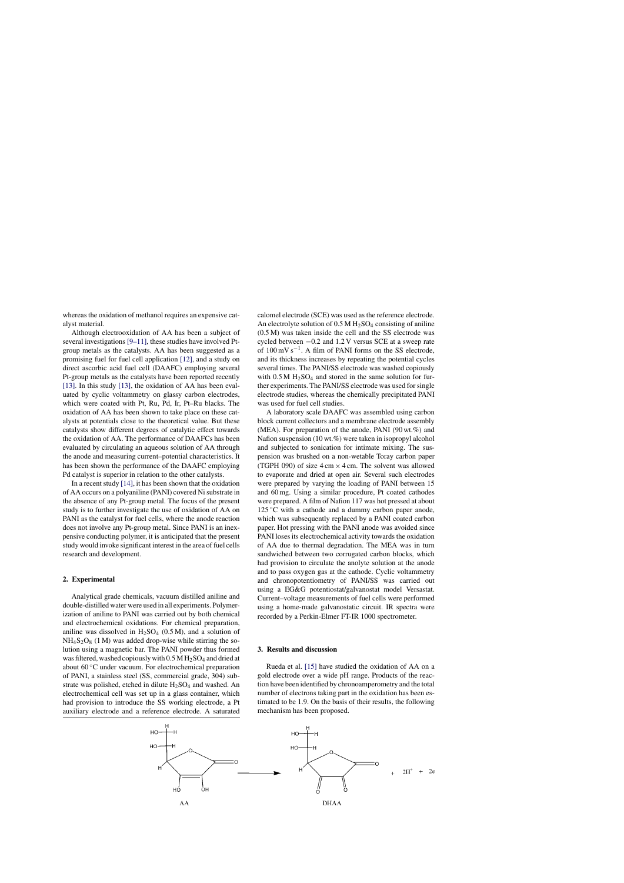whereas the oxidation of methanol requires an expensive catalyst material.

Although electrooxidation of AA has been a subject of several investigations [9–11], these studies have involved Pt-group metals as the catalysts. AA has been suggested as a promising fuel for fuel cell application [12], and a study on direct ascorbic acid fuel cell (DAAFC) employing several Pt-group metals as the catalysts have been reported recently [13]. In this study [13], the oxidation of AA has been evaluated by cyclic voltammetry on glassy carbon electrodes, which were coated with Pt, Ru, Pd, Ir, Pt–Ru blacks. The oxidation of AA has been shown to take place on these catalysts at potentials close to the theoretical value. But these catalysts show different degrees of catalytic effect towards the oxidation of AA. The performance of DAAFCs has been evaluated by circulating an aqueous solution of AA through the anode and measuring current–potential characteristics. It has been shown the performance of the DAAFC employing Pd catalyst is superior in relation to the other catalysts.

In a recent study [14], it has been shown that the oxidation of AA occurs on a polyaniline (PANI) covered Ni substrate in the absence of any Pt-group metal. The focus of the present study is to further investigate the use of oxidation of AA on PANI as the catalyst for fuel cells, where the anode reaction does not involve any Pt-group metal. Since PANI is an inexpensive conducting polymer, it is anticipated that the present study would invoke significant interest in the area of fuel cells research and development.

## 2. Experimental

Analytical grade chemicals, vacuum distilled aniline and double-distilled water were used in all experiments. Polymerization of aniline to PANI was carried out by both chemical and electrochemical oxidations. For chemical preparation, aniline was dissolved in $H_2SO_4$ (0.5 M), and a solution of $NH_4S_2O_8$ (1 M) was added drop-wise while stirring the solution using a magnetic bar. The PANI powder thus formed was filtered, washed copiously with 0.5 M $H_2SO_4$ and dried at about 60 °C under vacuum. For electrochemical preparation of PANI, a stainless steel (SS, commercial grade, 304) substrate was polished, etched in dilute $H_2SO_4$ and washed. An electrochemical cell was set up in a glass container, which had provision to introduce the SS working electrode, a Pt auxiliary electrode and a reference electrode. A saturated calomel electrode (SCE) was used as the reference electrode. An electrolyte solution of 0.5 M $H_2SO_4$ consisting of aniline (0.5 M) was taken inside the cell and the SS electrode was cycled between −0.2 and 1.2 V versus SCE at a sweep rate of 100 mV s$^{-1}$. A film of PANI forms on the SS electrode, and its thickness increases by repeating the potential cycles several times. The PANI/SS electrode was washed copiously with 0.5 M $H_2SO_4$ and stored in the same solution for further experiments. The PANI/SS electrode was used for single electrode studies, whereas the chemically precipitated PANI was used for fuel cell studies.

A laboratory scale DAAFC was assembled using carbon block current collectors and a membrane electrode assembly (MEA). For preparation of the anode, PANI (90 wt.%) and Nafion suspension (10 wt.%) were taken in isopropyl alcohol and subjected to sonication for intimate mixing. The suspension was brushed on a non-wetable Toray carbon paper (TGPH 090) of size 4 cm × 4 cm. The solvent was allowed to evaporate and dried at open air. Several such electrodes were prepared by varying the loading of PANI between 15 and 60 mg. Using a similar procedure, Pt coated cathodes were prepared. A film of Nafion 117 was hot pressed at about 125 °C with a cathode and a dummy carbon paper anode, which was subsequently replaced by a PANI coated carbon paper. Hot pressing with the PANI anode was avoided since PANI loses its electrochemical activity towards the oxidation of AA due to thermal degradation. The MEA was in turn sandwiched between two corrugated carbon blocks, which had provision to circulate the anolyte solution at the anode and to pass oxygen gas at the cathode. Cyclic voltammetry and chronopotentiometry of PANI/SS was carried out using a EG&G potentiostat/galvanostat model Versastat. Current–voltage measurements of fuel cells were performed using a home-made galvanostatic circuit. IR spectra were recorded by a Perkin-Elmer FT-IR 1000 spectrometer.

## 3. Results and discussion

Rueda et al. [15] have studied the oxidation of AA on a gold electrode over a wide pH range. Products of the reaction have been identified by chronoamperometry and the total number of electrons taking part in the oxidation has been estimated to be 1.9. On the basis of their results, the following mechanism has been proposed.

$$\text{AA} \longrightarrow \text{DHAA} + 2H^+ + 2e$$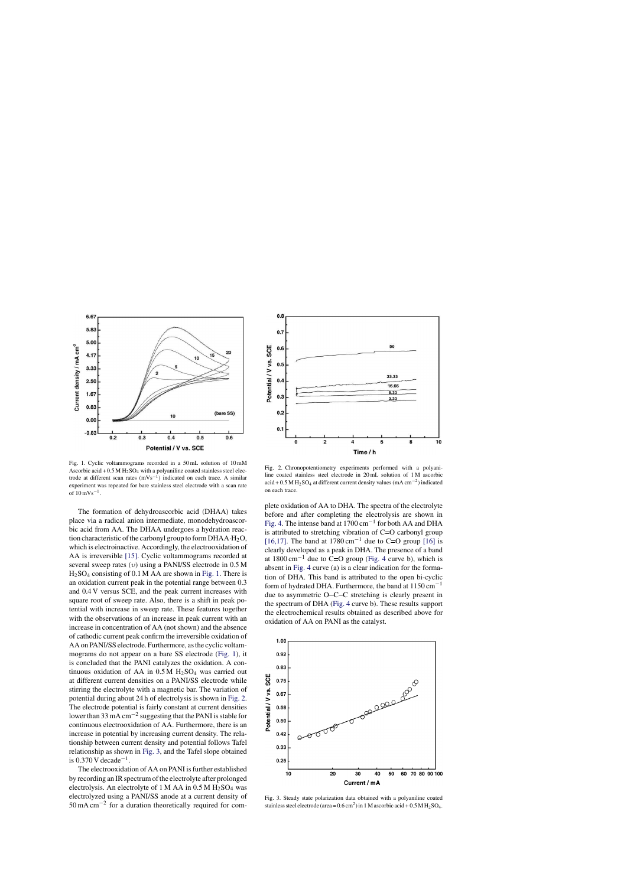Fig. 1. Cyclic voltammograms recorded in a 50 mL solution of 10 mM Ascorbic acid + 0.5 M $H_2SO_4$ with a polyaniline coated stainless steel electrode at different scan rates ($mVs^{-1}$) indicated on each trace. A similar experiment was repeated for bare stainless steel electrode with a scan rate of $10\,mVs^{-1}$.

Fig. 2. Chronopotentiometry experiments performed with a polyaniline coated stainless steel electrode in 20 mL solution of 1 M ascorbic acid + 0.5 M $H_2SO_4$ at different current density values ($mA\,cm^{-2}$) indicated on each trace.

The formation of dehydroascorbic acid (DHAA) takes place via a radical anion intermediate, monodehydroascorbic acid from AA. The DHAA undergoes a hydration reaction characteristic of the carbonyl group to form DHAA·$H_2O$, which is electroinactive. Accordingly, the electrooxidation of AA is irreversible [15]. Cyclic voltammograms recorded at several sweep rates ($\upsilon$) using a PANI/SS electrode in 0.5 M $H_2SO_4$ consisting of 0.1 M AA are shown in Fig. 1. There is an oxidation current peak in the potential range between 0.3 and 0.4 V versus SCE, and the peak current increases with square root of sweep rate. Also, there is a shift in peak potential with increase in sweep rate. These features together with the observations of an increase in peak current with an increase in concentration of AA (not shown) and the absence of cathodic current peak confirm the irreversible oxidation of AA on PANI/SS electrode. Furthermore, as the cyclic voltammograms do not appear on a bare SS electrode (Fig. 1), it is concluded that the PANI catalyzes the oxidation. A continuous oxidation of AA in 0.5 M $H_2SO_4$ was carried out at different current densities on a PANI/SS electrode while stirring the electrolyte with a magnetic bar. The variation of potential during about 24 h of electrolysis is shown in Fig. 2. The electrode potential is fairly constant at current densities lower than $33\,mA\,cm^{-2}$ suggesting that the PANI is stable for continuous electrooxidation of AA. Furthermore, there is an increase in potential by increasing current density. The relationship between current density and potential follows Tafel relationship as shown in Fig. 3, and the Tafel slope obtained is $0.370\,V\,decade^{-1}$.

The electrooxidation of AA on PANI is further established by recording an IR spectrum of the electrolyte after prolonged electrolysis. An electrolyte of 1 M AA in 0.5 M $H_2SO_4$ was electrolyzed using a PANI/SS anode at a current density of $50\,mA\,cm^{-2}$ for a duration theoretically required for complete oxidation of AA to DHA. The spectra of the electrolyte before and after completing the electrolysis are shown in Fig. 4. The intense band at $1700\,cm^{-1}$ for both AA and DHA is attributed to stretching vibration of C=O carbonyl group [16,17]. The band at $1780\,cm^{-1}$ due to C=O group [16] is clearly developed as a peak in DHA. The presence of a band at $1800\,cm^{-1}$ due to C=O group (Fig. 4 curve b), which is absent in Fig. 4 curve (a) is a clear indication for the formation of DHA. This band is attributed to the open bi-cyclic form of hydrated DHA. Furthermore, the band at $1150\,cm^{-1}$ due to asymmetric O–C–C stretching is clearly present in the spectrum of DHA (Fig. 4 curve b). These results support the electrochemical results obtained as described above for oxidation of AA on PANI as the catalyst.

Fig. 3. Steady state polarization data obtained with a polyaniline coated stainless steel electrode (area = $0.6\,cm^2$) in 1 M ascorbic acid + 0.5 M $H_2SO_4$.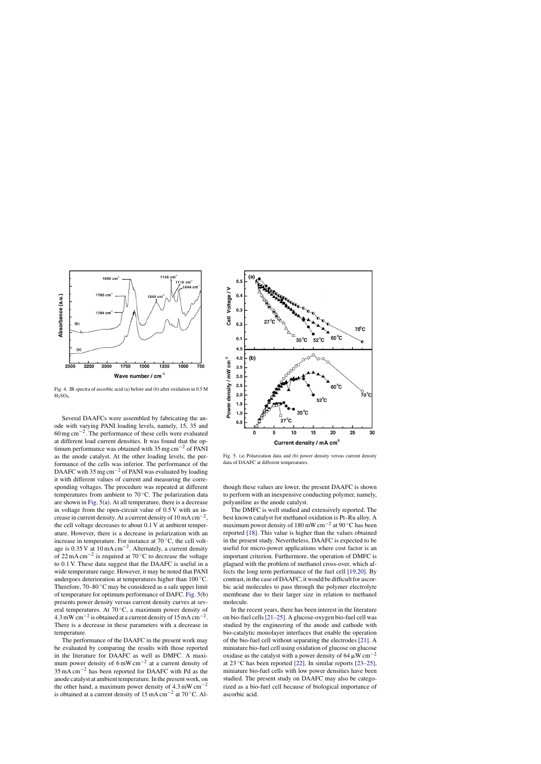Fig. 4. IR spectra of ascorbic acid (a) before and (b) after oxidation in 0.5 M $H_2SO_4$.

Several DAAFCs were assembled by fabricating the anode with varying PANI loading levels, namely, 15, 35 and 60 mg cm$^{-2}$. The performance of these cells were evaluated at different load current densities. It was found that the optimum performance was obtained with 35 mg cm$^{-2}$ of PANI as the anode catalyst. At the other loading levels, the performance of the cells was inferior. The performance of the DAAFC with 35 mg cm$^{-2}$ of PANI was evaluated by loading it with different values of current and measuring the corresponding voltages. The procedure was repeated at different temperatures from ambient to 70 °C. The polarization data are shown in Fig. 5(a). At all temperature, there is a decrease in voltage from the open-circuit value of 0.5 V with an increase in current density. At a current density of 10 mA cm$^{-2}$, the cell voltage decreases to about 0.1 V at ambient temperature. However, there is a decrease in polarization with an increase in temperature. For instance at 70 °C, the cell voltage is 0.35 V at 10 mA cm$^{-2}$. Alternately, a current density of 22 mA cm$^{-2}$ is required at 70 °C to decrease the voltage to 0.1 V. These data suggest that the DAAFC is useful in a wide temperature range. However, it may be noted that PANI undergoes deterioration at temperatures higher than 100 °C. Therefore, 70–80 °C may be considered as a safe upper limit of temperature for optimum performance of DAFC. Fig. 5(b) presents power density versus current density curves at several temperatures. At 70 °C, a maximum power density of 4.3 mW cm$^{-2}$ is obtained at a current density of 15 mA cm$^{-2}$. There is a decrease in these parameters with a decrease in temperature.

The performance of the DAAFC in the present work may be evaluated by comparing the results with those reported in the literature for DAAFC as well as DMFC. A maximum power density of 6 mW cm$^{-2}$ at a current density of 35 mA cm$^{-2}$ has been reported for DAAFC with Pd as the anode catalyst at ambient temperature. In the present work, on the other hand, a maximum power density of 4.3 mW cm$^{-2}$ is obtained at a current density of 15 mA cm$^{-2}$ at 70 °C. Although these values are lower, the present DAAFC is shown to perform with an inexpensive conducting polymer, namely, polyaniline as the anode catalyst.

Fig. 5. (a) Polarization data and (b) power density versus current density data of DAAFC at different temperatures.

The DMFC is well studied and extensively reported. The best known catalyst for methanol oxidation is Pt–Ru alloy. A maximum power density of 180 mW cm$^{-2}$ at 90 °C has been reported [18]. This value is higher than the values obtained in the present study. Nevertheless, DAAFC is expected to be useful for micro-power applications where cost factor is an important criterion. Furthermore, the operation of DMFC is plagued with the problem of methanol cross-over, which affects the long term performance of the fuel cell [19,20]. By contrast, in the case of DAAFC, it would be difficult for ascorbic acid molecules to pass through the polymer electrolyte membrane due to their larger size in relation to methanol molecule.

In the recent years, there has been interest in the literature on bio-fuel cells [21–25]. A glucose-oxygen bio-fuel cell was studied by the engineering of the anode and cathode with bio-catalytic monolayer interfaces that enable the operation of the bio-fuel cell without separating the electrodes [21]. A miniature bio-fuel cell using oxidation of glucose on glucose oxidase as the catalyst with a power density of 64 μW cm$^{-2}$ at 23 °C has been reported [22]. In similar reports [23–25], miniature bio-fuel cells with low power densities have been studied. The present study on DAAFC may also be categorized as a bio-fuel cell because of biological importance of ascorbic acid.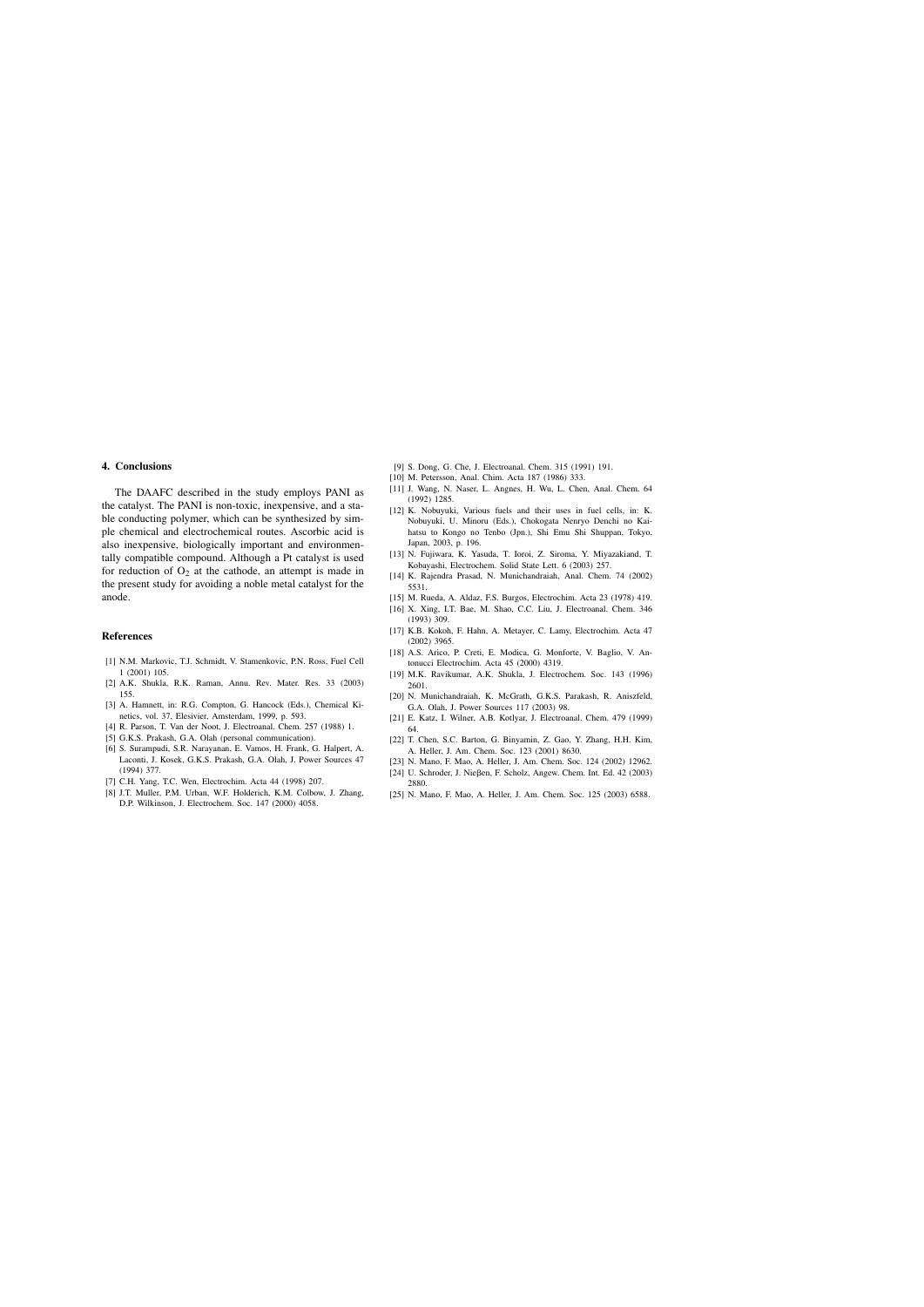## 4. Conclusions

The DAAFC described in the study employs PANI as the catalyst. The PANI is non-toxic, inexpensive, and a stable conducting polymer, which can be synthesized by simple chemical and electrochemical routes. Ascorbic acid is also inexpensive, biologically important and environmentally compatible compound. Although a Pt catalyst is used for reduction of $O_2$ at the cathode, an attempt is made in the present study for avoiding a noble metal catalyst for the anode.

## References

[1] N.M. Markovic, T.J. Schmidt, V. Stamenkovic, P.N. Ross, Fuel Cell 1 (2001) 105.

[2] A.K. Shukla, R.K. Raman, Annu. Rev. Mater. Res. 33 (2003) 155.

[3] A. Hamnett, in: R.G. Compton, G. Hancock (Eds.), Chemical Kinetics, vol. 37, Elesivier, Amsterdam, 1999, p. 593.

[4] R. Parson, T. Van der Noot, J. Electroanal. Chem. 257 (1988) 1.

[5] G.K.S. Prakash, G.A. Olah (personal communication).

[6] S. Surampudi, S.R. Narayanan, E. Vamos, H. Frank, G. Halpert, A. Laconti, J. Kosek, G.K.S. Prakash, G.A. Olah, J. Power Sources 47 (1994) 377.

[7] C.H. Yang, T.C. Wen, Electrochim. Acta 44 (1998) 207.

[8] J.T. Muller, P.M. Urban, W.F. Holderich, K.M. Colbow, J. Zhang, D.P. Wilkinson, J. Electrochem. Soc. 147 (2000) 4058.

[9] S. Dong, G. Che, J. Electroanal. Chem. 315 (1991) 191.

[10] M. Petersson, Anal. Chim. Acta 187 (1986) 333.

[11] J. Wang, N. Naser, L. Angnes, H. Wu, L. Chen, Anal. Chem. 64 (1992) 1285.

[12] K. Nobuyuki, Various fuels and their uses in fuel cells, in: K. Nobuyuki, U. Minoru (Eds.), Chokogata Nenryo Denchi no Kaihatsu to Kongo no Tenbo (Jpn.), Shi Emu Shi Shuppan, Tokyo, Japan, 2003, p. 196.

[13] N. Fujiwara, K. Yasuda, T. Ioroi, Z. Siroma, Y. Miyazakiand, T. Kobayashi, Electrochem. Solid State Lett. 6 (2003) 257.

[14] K. Rajendra Prasad, N. Munichandraiah, Anal. Chem. 74 (2002) 5531.

[15] M. Rueda, A. Aldaz, F.S. Burgos, Electrochim. Acta 23 (1978) 419.

[16] X. Xing, I.T. Bae, M. Shao, C.C. Liu, J. Electroanal. Chem. 346 (1993) 309.

[17] K.B. Kokoh, F. Hahn, A. Metayer, C. Lamy, Electrochim. Acta 47 (2002) 3965.

[18] A.S. Arico, P. Creti, E. Modica, G. Monforte, V. Baglio, V. Antonucci Electrochim. Acta 45 (2000) 4319.

[19] M.K. Ravikumar, A.K. Shukla, J. Electrochem. Soc. 143 (1996) 2601.

[20] N. Munichandraiah, K. McGrath, G.K.S. Parakash, R. Aniszfeld, G.A. Olah, J. Power Sources 117 (2003) 98.

[21] E. Katz, I. Wilner, A.B. Kotlyar, J. Electroanal. Chem. 479 (1999) 64.

[22] T. Chen, S.C. Barton, G. Binyamin, Z. Gao, Y. Zhang, H.H. Kim, A. Heller, J. Am. Chem. Soc. 123 (2001) 8630.

[23] N. Mano, F. Mao, A. Heller, J. Am. Chem. Soc. 124 (2002) 12962.

[24] U. Schroder, J. Nieβen, F. Scholz, Angew. Chem. Int. Ed. 42 (2003) 2880.

[25] N. Mano, F. Mao, A. Heller, J. Am. Chem. Soc. 125 (2003) 6588.